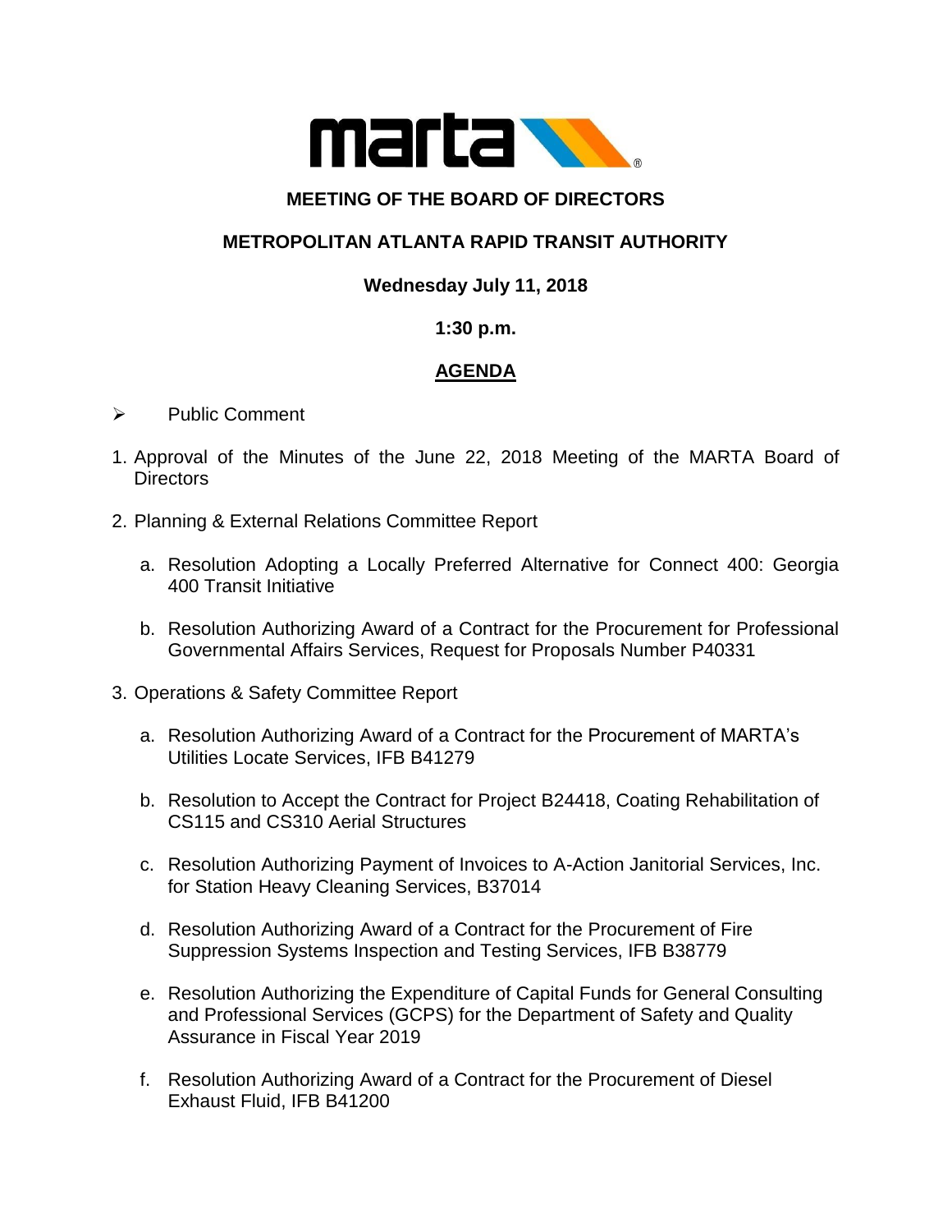# MEETING OF THE BOARD OF DIRECTORS

## METROPOLITAN ATLANTA RAPID TRANSIT AUTHORITY

**Wednesday July 11, 2018**

**1:30 p.m.**

## AGENDA

- Public Comment

1. Approval of the Minutes of the June 22, 2018 Meeting of the MARTA Board of Directors

2. Planning & External Relations Committee Report

   a. Resolution Adopting a Locally Preferred Alternative for Connect 400: Georgia 400 Transit Initiative

   b. Resolution Authorizing Award of a Contract for the Procurement for Professional Governmental Affairs Services, Request for Proposals Number P40331

3. Operations & Safety Committee Report

   a. Resolution Authorizing Award of a Contract for the Procurement of MARTA's Utilities Locate Services, IFB B41279

   b. Resolution to Accept the Contract for Project B24418, Coating Rehabilitation of CS115 and CS310 Aerial Structures

   c. Resolution Authorizing Payment of Invoices to A-Action Janitorial Services, Inc. for Station Heavy Cleaning Services, B37014

   d. Resolution Authorizing Award of a Contract for the Procurement of Fire Suppression Systems Inspection and Testing Services, IFB B38779

   e. Resolution Authorizing the Expenditure of Capital Funds for General Consulting and Professional Services (GCPS) for the Department of Safety and Quality Assurance in Fiscal Year 2019

   f. Resolution Authorizing Award of a Contract for the Procurement of Diesel Exhaust Fluid, IFB B41200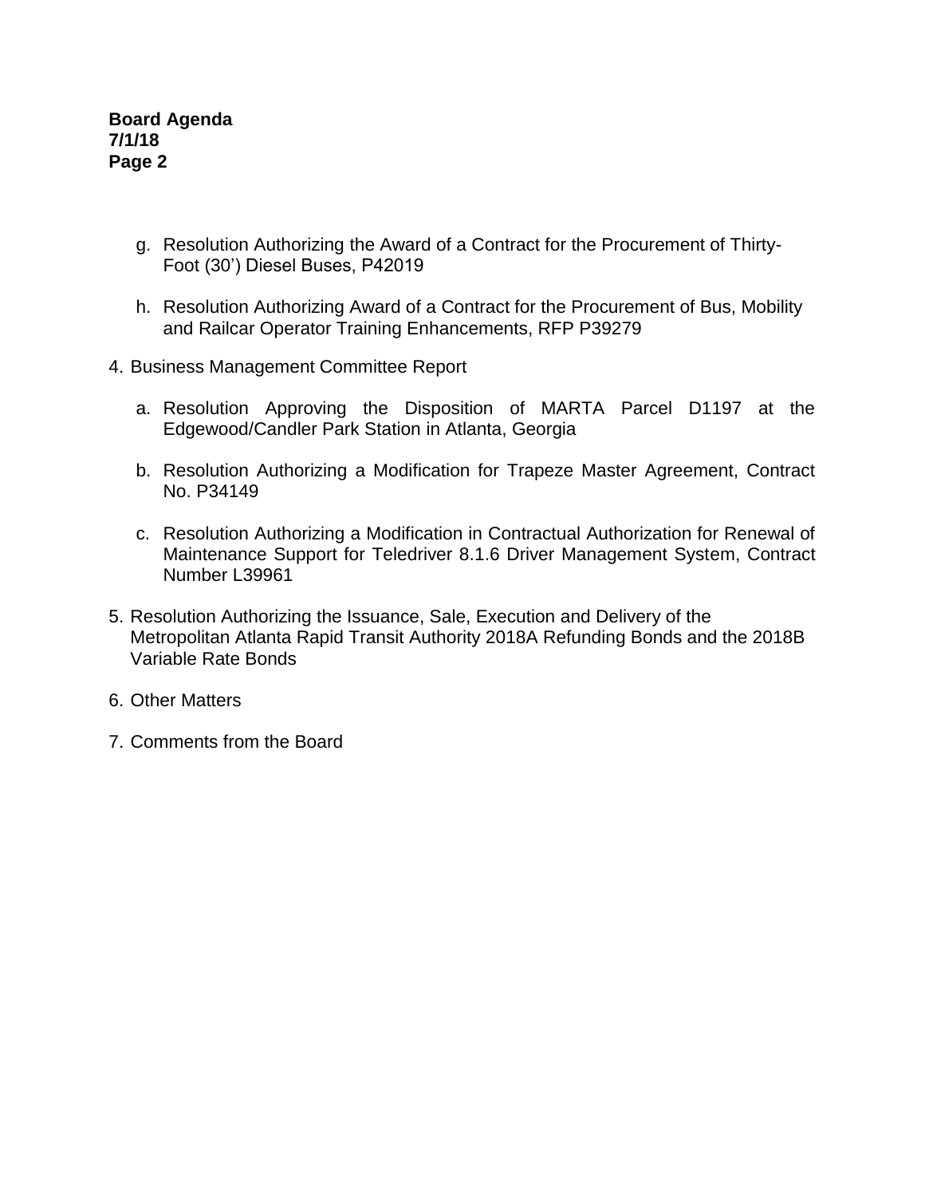g. Resolution Authorizing the Award of a Contract for the Procurement of Thirty-Foot (30') Diesel Buses, P42019

h. Resolution Authorizing Award of a Contract for the Procurement of Bus, Mobility and Railcar Operator Training Enhancements, RFP P39279

4. Business Management Committee Report

   a. Resolution Approving the Disposition of MARTA Parcel D1197 at the Edgewood/Candler Park Station in Atlanta, Georgia

   b. Resolution Authorizing a Modification for Trapeze Master Agreement, Contract No. P34149

   c. Resolution Authorizing a Modification in Contractual Authorization for Renewal of Maintenance Support for Teledriver 8.1.6 Driver Management System, Contract Number L39961

5. Resolution Authorizing the Issuance, Sale, Execution and Delivery of the Metropolitan Atlanta Rapid Transit Authority 2018A Refunding Bonds and the 2018B Variable Rate Bonds

6. Other Matters

7. Comments from the Board